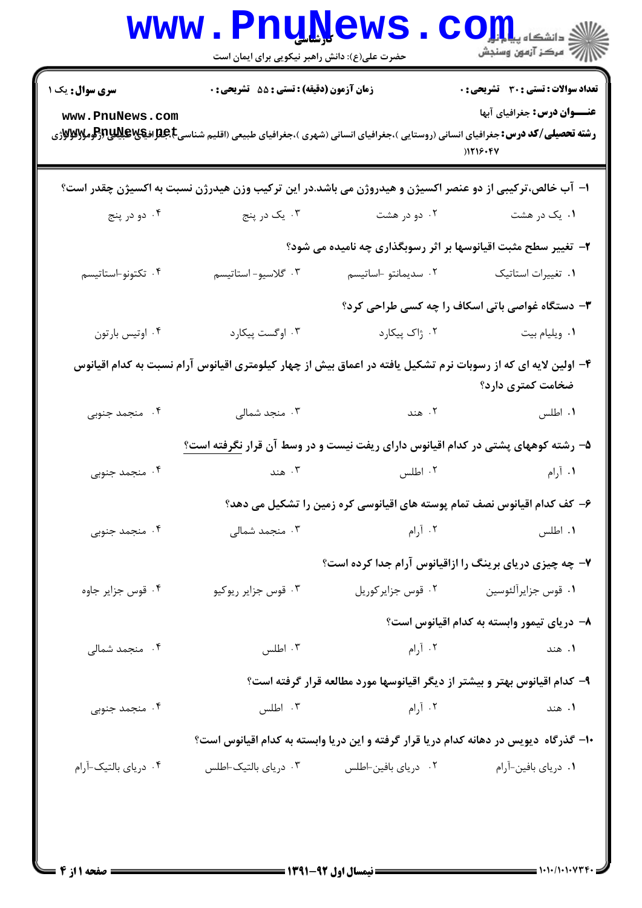**سری سوال:** یک ۱

**زمان آزمون (دقیقه) : تستی : ۵۵ تشریحی : ۰**

**تعداد سوالات : تستی : ۳۰ تشریحی : ۰**

**عنـــوان درس:** جغرافیای آبها

**رشته تحصیلی/کد درس:** جغرافیای انسانی (روستایی )،جغرافیای انسانی (شهری )،جغرافیای طبیعی (اقلیم شناسی)،جغرافیای طبیعی (ژئومورفولوژی) ۱۲۱۶۰۴۷

۱- آب خالص،ترکیبی از دو عنصر اکسیژن و هیدروژن می باشد.در این ترکیب وزن هیدرژن نسبت به اکسیژن چقدر است؟

۱. یک در هشت
۲. دو در هشت
۳. یک در پنج
۴. دو در پنج

۲- تغییر سطح مثبت اقیانوسها بر اثر رسوبگذاری چه نامیده می شود؟

۱. تغییرات استاتیک
۲. سدیمانتو -اساتیسم
۳. گلاسیو- استاتیسم
۴. تکتونو-استاتیسم

۳- دستگاه غواصی باتی اسکاف را چه کسی طراحی کرد؟

۱. ویلیام بیت
۲. ژاک پیکارد
۳. اوگست پیکارد
۴. اوتیس بارتون

۴- اولین لایه ای که از رسوبات نرم تشکیل یافته در اعماق بیش از چهار کیلومتری اقیانوس آرام نسبت به کدام اقیانوس ضخامت کمتری دارد؟

۱. اطلس
۲. هند
۳. منجمد شمالی
۴. منجمد جنوبی

۵- رشته کوههای پشتی در کدام اقیانوس دارای ریفت نیست و در وسط آن قرار نگرفته است؟

۱. آرام
۲. اطلس
۳. هند
۴. منجمد جنوبی

۶- کف کدام اقیانوس نصف تمام پوسته های اقیانوسی کره زمین را تشکیل می دهد؟

۱. اطلس
۲. آرام
۳. منجمد شمالی
۴. منجمد جنوبی

۷- چه چیزی دریای برینگ را ازاقیانوس آرام جدا کرده است؟

۱. قوس جزایرآلئوسین
۲. قوس جزایرکوریل
۳. قوس جزایر ریوکیو
۴. قوس جزایر جاوه

۸- دریای تیمور وابسته به کدام اقیانوس است؟

۱. هند
۲. آرام
۳. اطلس
۴. منجمد شمالی

۹- کدام اقیانوس بهتر و بیشتر از دیگر اقیانوسها مورد مطالعه قرار گرفته است؟

۱. هند
۲. آرام
۳. اطلس
۴. منجمد جنوبی

۱۰- گذرگاه دیویس در دهانه کدام دریا قرار گرفته و این دریا وابسته به کدام اقیانوس است؟

۱. دریای بافین-آرام
۲. دریای بافین-اطلس
۳. دریای بالتیک-اطلس
۴. دریای بالتیک-آرام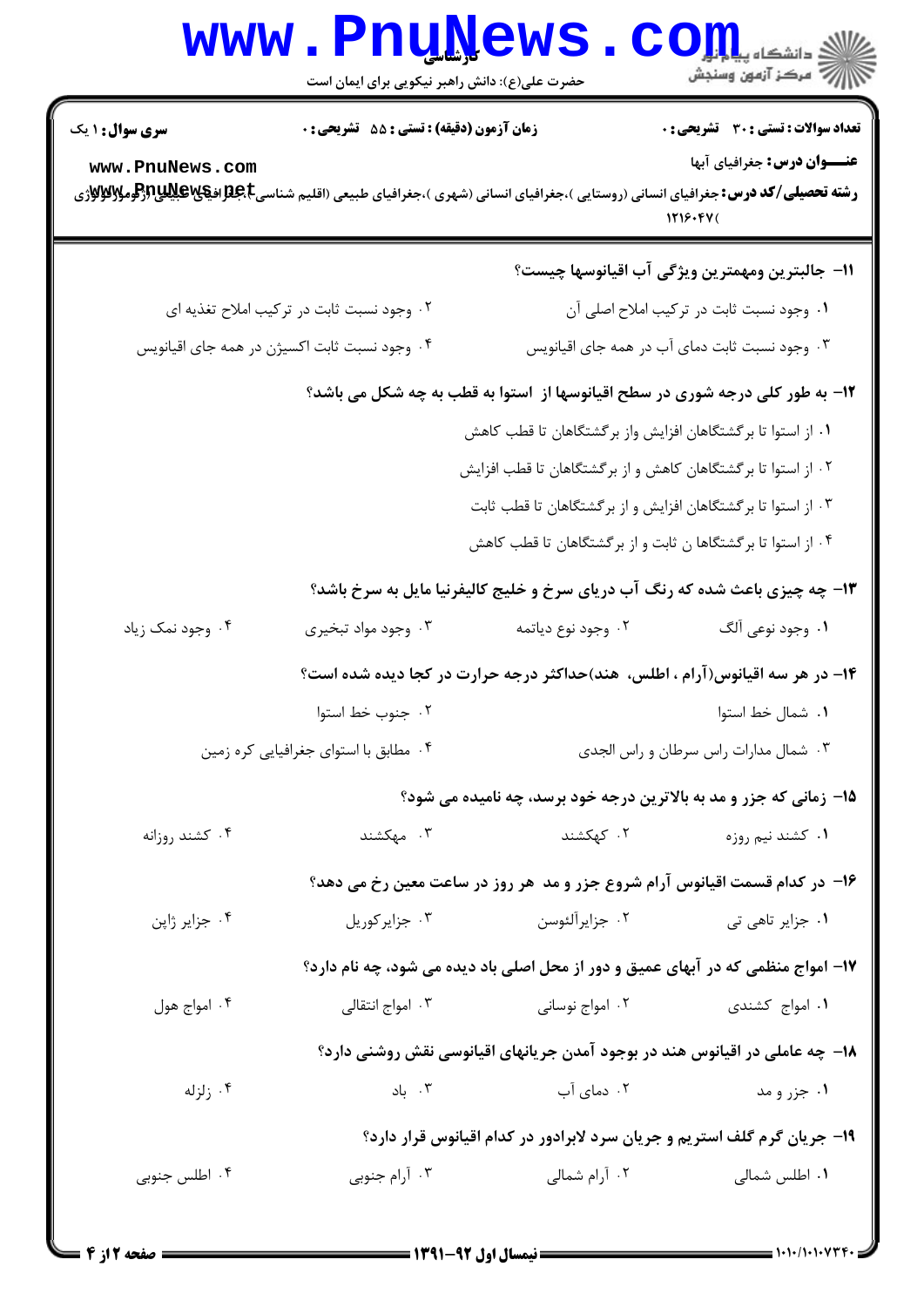۱۱- جالبترین ومهمترین ویژگی آب اقیانوسها چیست؟

۱. وجود نسبت ثابت در ترکیب املاح اصلی آن

۲. وجود نسبت ثابت در ترکیب املاح تغذیه ای

۳. وجود نسبت ثابت دمای آب در همه جای اقیانویس

۴. وجود نسبت ثابت اکسیژن در همه جای اقیانویس

۱۲- به طور کلی درجه شوری در سطح اقیانوسها از استوا به قطب به چه شکل می باشد؟

۱. از استوا تا برگشتگاهان افزایش واز برگشتگاهان تا قطب کاهش

۲. از استوا تا برگشتگاهان کاهش و از برگشتگاهان تا قطب افزایش

۳. از استوا تا برگشتگاهان افزایش و از برگشتگاهان تا قطب ثابت

۴. از استوا تا برگشتگاها ن ثابت و از برگشتگاهان تا قطب کاهش

۱۳- چه چیزی باعث شده که رنگ آب دریای سرخ و خلیج کالیفرنیا مایل به سرخ باشد؟

۱. وجود نوعی آلگ

۲. وجود نوع دیاتمه

۳. وجود مواد تبخیری

۴. وجود نمک زیاد

۱۴- در هر سه اقیانوس(آرام ، اطلس، هند)حداکثر درجه حرارت در کجا دیده شده است؟

۱. شمال خط استوا

۲. جنوب خط استوا

۳. شمال مدارات راس سرطان و راس الجدی

۴. مطابق با استوای جغرافیایی کره زمین

۱۵- زمانی که جزر و مد به بالاترین درجه خود برسد، چه نامیده می شود؟

۱. کشند نیم روزه

۲. کهکشند

۳. مهکشند

۴. کشند روزانه

۱۶- در کدام قسمت اقیانوس آرام شروع جزر و مد هر روز در ساعت معین رخ می دهد؟

۱. جزایر تاهی تی

۲. جزایرآلئوسن

۳. جزایرکوریل

۴. جزایر ژاپن

۱۷- امواج منظمی که در آبهای عمیق و دور از محل اصلی باد دیده می شود، چه نام دارد؟

۱. امواج کشندی

۲. امواج نوسانی

۳. امواج انتقالی

۴. امواج هول

۱۸- چه عاملی در اقیانوس هند در بوجود آمدن جریانهای اقیانوسی نقش روشنی دارد؟

۱. جزر و مد

۲. دمای آب

۳. باد

۴. زلزله

۱۹- جریان گرم گلف استریم و جریان سرد لابرادور در کدام اقیانوس قرار دارد؟

۱. اطلس شمالی

۲. آرام شمالی

۳. آرام جنوبی

۴. اطلس جنوبی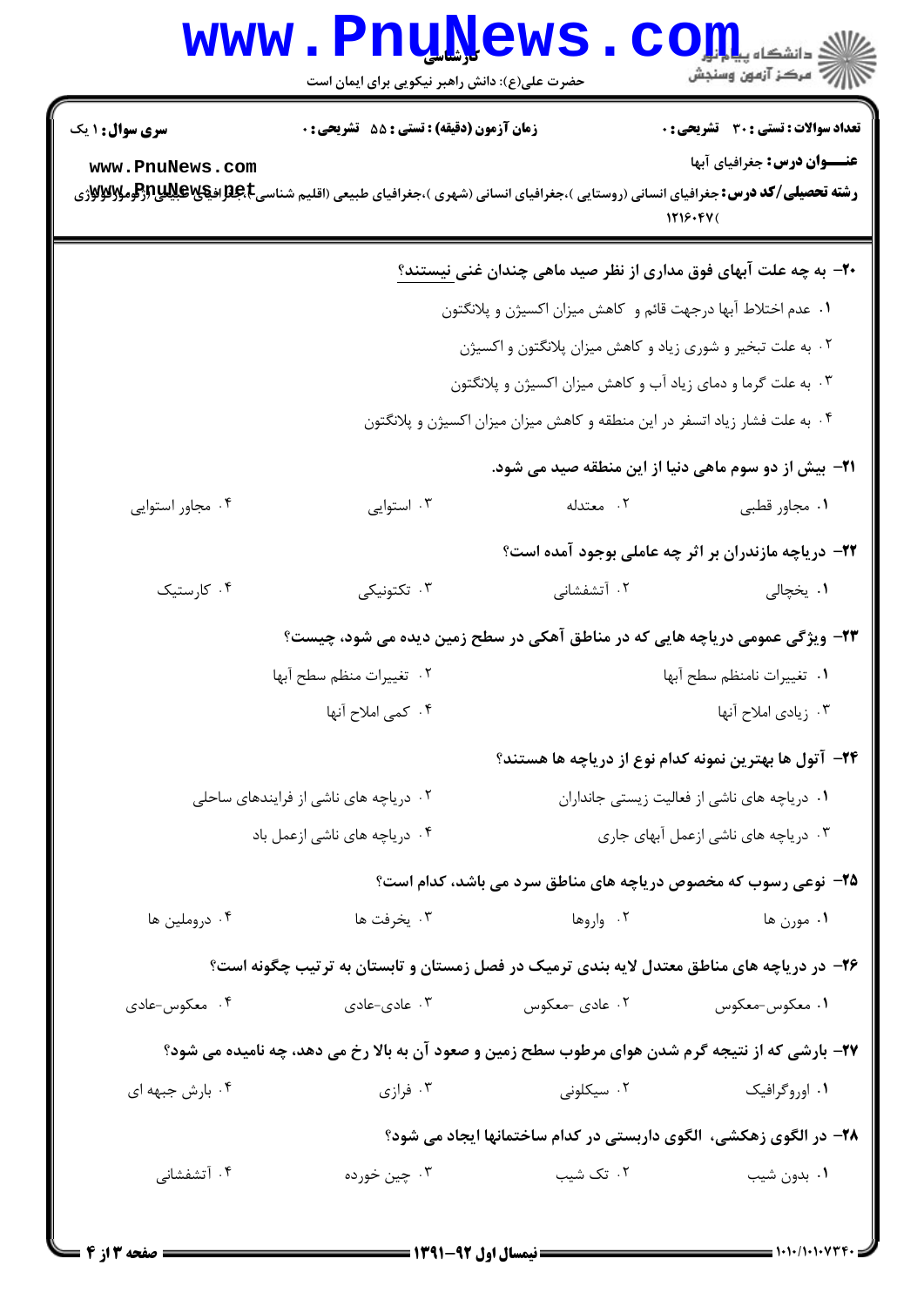**سری سوال:** ۱ یک

**زمان آزمون (دقیقه) : تستی :** ۵۵ **تشریحی :** ۰

**تعداد سوالات : تستی :** ۳۰ **تشریحی :** ۰

**عنـــوان درس:** جغرافیای آبها

**رشته تحصیلی/کد درس:** جغرافیای انسانی (روستایی )،جغرافیای انسانی (شهری )،جغرافیای طبیعی (اقلیم شناسی)،جغرافیای طبیعی (ژئومورفولوژی) ۱۲۱۶۰۴۷

۲۰- به چه علت آبهای فوق مداری از نظر صید ماهی چندان غنی نیستند؟

۱. عدم اختلاط آبها درجهت قائم و کاهش میزان اکسیژن و پلانکتون

۲. به علت تبخیر و شوری زیاد و کاهش میزان پلانکتون و اکسیژن

۳. به علت گرما و دمای زیاد آب و کاهش میزان اکسیژن و پلانکتون

۴. به علت فشار زیاد اتسفر در این منطقه و کاهش میزان اکسیژن و پلانکتون

۲۱- بیش از دو سوم ماهی دنیا از این منطقه صید می شود.

۱. مجاور قطبی ۲. معتدله ۳. استوایی ۴. مجاور استوایی

۲۲- دریاچه مازندران بر اثر چه عاملی بوجود آمده است؟

۱. یخچالی ۲. آتشفشانی ۳. تکتونیکی ۴. کارستیک

۲۳- ویژگی عمومی دریاچه هایی که در مناطق آهکی در سطح زمین دیده می شود، چیست؟

۱. تغییرات نامنظم سطح آبها

۲. تغییرات منظم سطح آبها

۳. زیادی املاح آنها

۴. کمی املاح آنها

۲۴- آتول ها بهترین نمونه کدام نوع از دریاچه ها هستند؟

۱. دریاچه های ناشی از فعالیت زیستی جانداران

۲. دریاچه های ناشی از فرایندهای ساحلی

۳. دریاچه های ناشی ازعمل آبهای جاری

۴. دریاچه های ناشی ازعمل باد

۲۵- نوعی رسوب که مخصوص دریاچه های مناطق سرد می باشد، کدام است؟

۱. مورن ها ۲. واروها ۳. یخرفت ها ۴. دروملین ها

۲۶- در دریاچه های مناطق معتدل لایه بندی ترمیک در فصل زمستان و تابستان به ترتیب چگونه است؟

۱. معکوس-معکوس ۲. عادی -معکوس ۳. عادی-عادی ۴. معکوس-عادی

۲۷- بارشی که از نتیجه گرم شدن هوای مرطوب سطح زمین و صعود آن به بالا رخ می دهد، چه نامیده می شود؟

۱. اوروگرافیک ۲. سیکلونی ۳. فرازی ۴. بارش جبهه ای

۲۸- در الگوی زهکشی، الگوی داربستی در کدام ساختمانها ایجاد می شود؟

۱. بدون شیب ۲. تک شیب ۳. چین خورده ۴. آتشفشانی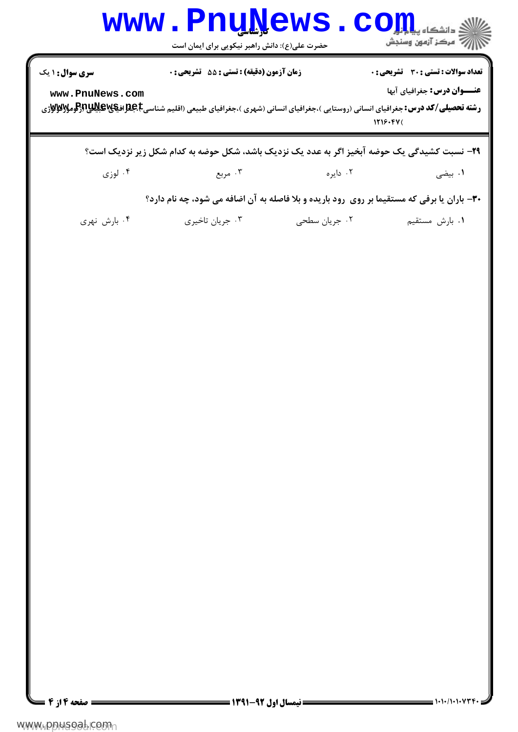۲۹- نسبت کشیدگی یک حوضه آبخیز اگر به عدد یک نزدیک باشد، شکل حوضه به کدام شکل زیر نزدیک است؟

۱. بیضی
۲. دایره
۳. مربع
۴. لوزی

۳۰- باران یا برفی که مستقیما بر روی رود باریده و بلا فاصله به آن اضافه می شود، چه نام دارد؟

۱. بارش مستقیم
۲. جریان سطحی
۳. جریان تاخیری
۴. بارش نهری